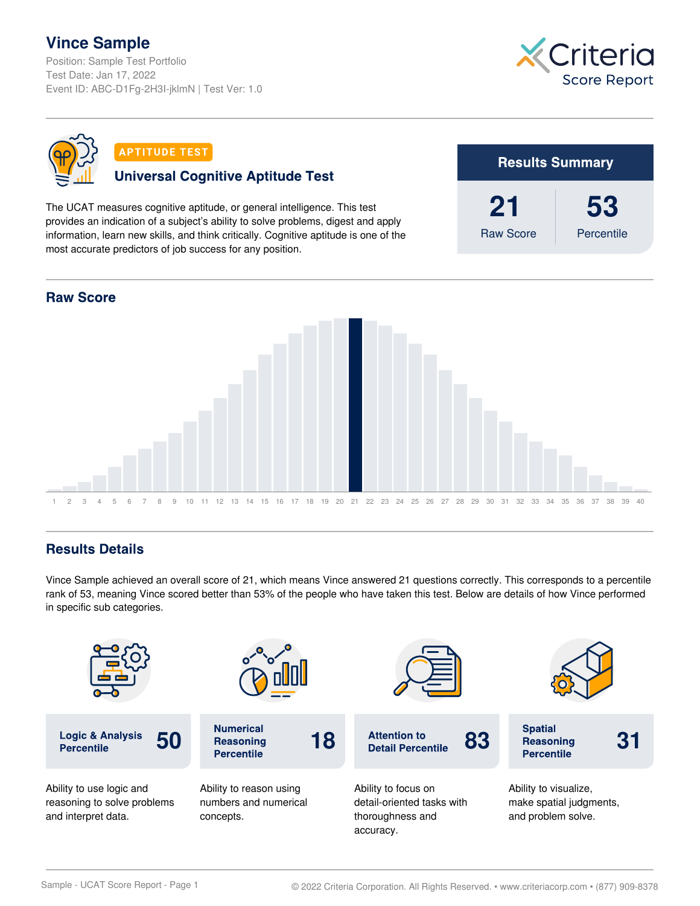# Vince Sample

Position: Sample Test Portfolio
Test Date: Jan 17, 2022
Event ID: ABC-D1Fg-2H3I-jklmN | Test Ver: 1.0

Criteria Score Report

**APTITUDE TEST**

## Universal Cognitive Aptitude Test

The UCAT measures cognitive aptitude, or general intelligence. This test provides an indication of a subject's ability to solve problems, digest and apply information, learn new skills, and think critically. Cognitive aptitude is one of the most accurate predictors of job success for any position.

**Results Summary**

| Raw Score | Percentile |
|---|---|
| 21 | 53 |

## Raw Score

1 2 3 4 5 6 7 8 9 10 11 12 13 14 15 16 17 18 19 20 21 22 23 24 25 26 27 28 29 30 31 32 33 34 35 36 37 38 39 40

## Results Details

Vince Sample achieved an overall score of 21, which means Vince answered 21 questions correctly. This corresponds to a percentile rank of 53, meaning Vince scored better than 53% of the people who have taken this test. Below are details of how Vince performed in specific sub categories.

| Subcategory | Percentile | Description |
|---|---|---|
| Logic & Analysis Percentile | 50 | Ability to use logic and reasoning to solve problems and interpret data. |
| Numerical Reasoning Percentile | 18 | Ability to reason using numbers and numerical concepts. |
| Attention to Detail Percentile | 83 | Ability to focus on detail-oriented tasks with thoroughness and accuracy. |
| Spatial Reasoning Percentile | 31 | Ability to visualize, make spatial judgments, and problem solve. |

© 2022 Criteria Corporation. All Rights Reserved. • www.criteriacorp.com • (877) 909-8378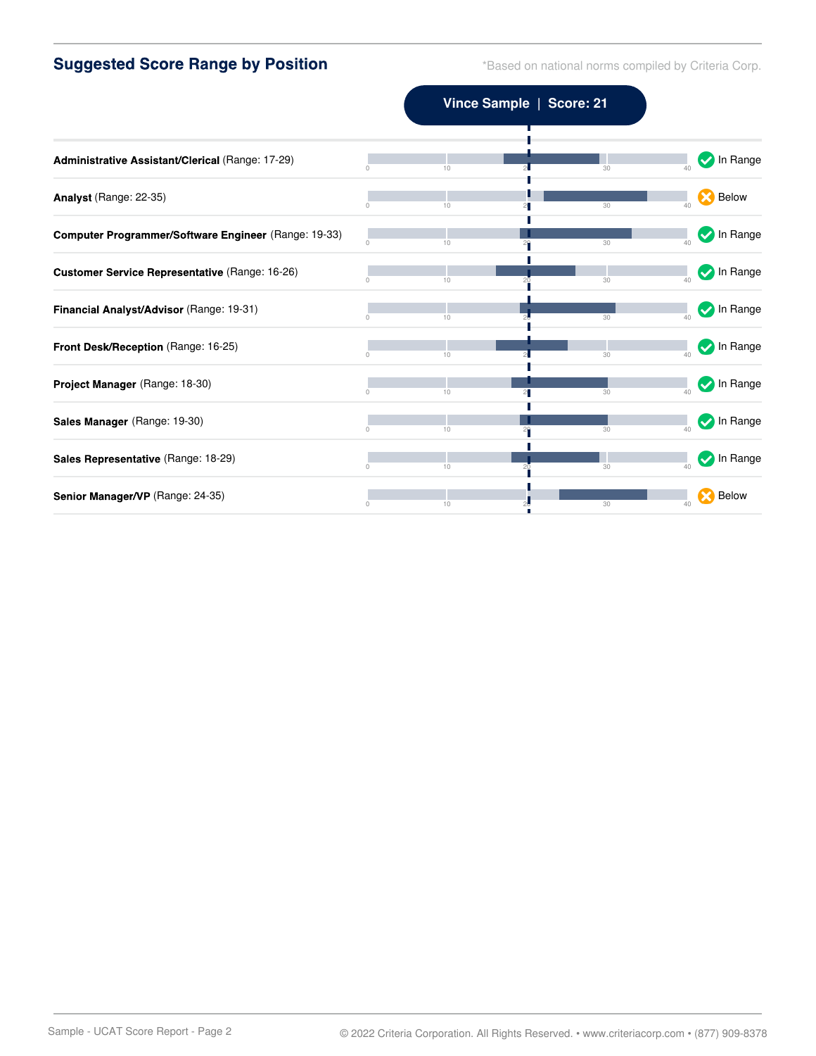## Suggested Score Range by Position

*Based on national norms compiled by Criteria Corp.

Vince Sample | Score: 21

**Administrative Assistant/Clerical** (Range: 17-29)
0 10 20 30 40
In Range

**Analyst** (Range: 22-35)
0 10 20 30 40
Below

**Computer Programmer/Software Engineer** (Range: 19-33)
0 10 20 30 40
In Range

**Customer Service Representative** (Range: 16-26)
0 10 20 30 40
In Range

**Financial Analyst/Advisor** (Range: 19-31)
0 10 20 30 40
In Range

**Front Desk/Reception** (Range: 16-25)
0 10 20 30 40
In Range

**Project Manager** (Range: 18-30)
0 10 20 30 40
In Range

**Sales Manager** (Range: 19-30)
0 10 20 30 40
In Range

**Sales Representative** (Range: 18-29)
0 10 20 30 40
In Range

**Senior Manager/VP** (Range: 24-35)
0 10 20 30 40
Below

Sample - UCAT Score Report - Page 2

© 2022 Criteria Corporation. All Rights Reserved. • www.criteriacorp.com • (877) 909-8378